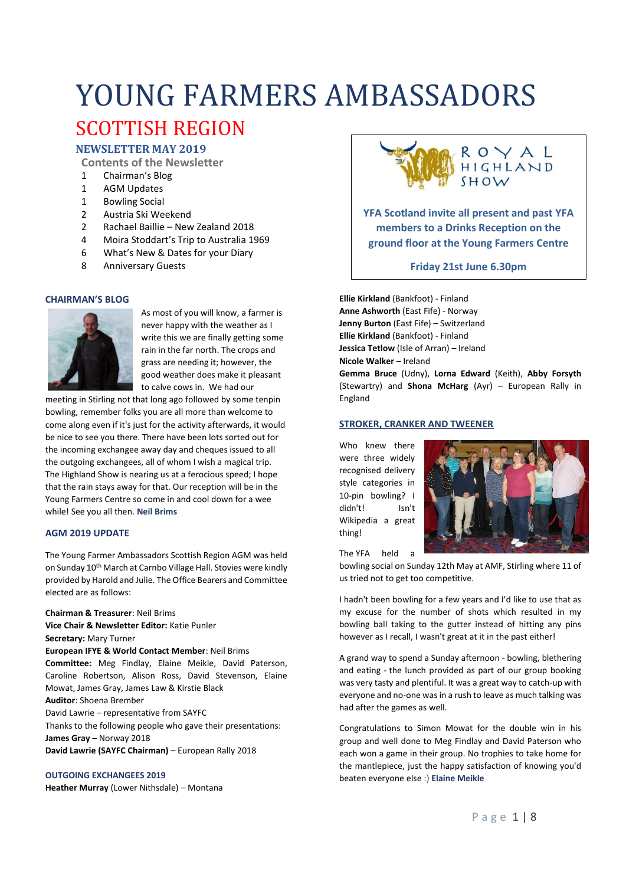# YOUNG FARMERS AMBASSADORS

## SCOTTISH REGION

### NEWSLETTER MAY 2019

**Contents of the Newsletter**

| | |
|---|---|
| 1 | Chairman's Blog |
| 1 | AGM Updates |
| 1 | Bowling Social |
| 2 | Austria Ski Weekend |
| 2 | Rachael Baillie – New Zealand 2018 |
| 4 | Moira Stoddart's Trip to Australia 1969 |
| 6 | What's New & Dates for your Diary |
| 8 | Anniversary Guests |

ROYAL HIGHLAND SHOW

**YFA Scotland invite all present and past YFA members to a Drinks Reception on the ground floor at the Young Farmers Centre**

**Friday 21st June 6.30pm**

### CHAIRMAN'S BLOG

As most of you will know, a farmer is never happy with the weather as I write this we are finally getting some rain in the far north. The crops and grass are needing it; however, the good weather does make it pleasant to calve cows in. We had our meeting in Stirling not that long ago followed by some tenpin bowling, remember folks you are all more than welcome to come along even if it's just for the activity afterwards, it would be nice to see you there. There have been lots sorted out for the incoming exchangee away day and cheques issued to all the outgoing exchangees, all of whom I wish a magical trip. The Highland Show is nearing us at a ferocious speed; I hope that the rain stays away for that. Our reception will be in the Young Farmers Centre so come in and cool down for a wee while! See you all then. **Neil Brims**

### AGM 2019 UPDATE

The Young Farmer Ambassadors Scottish Region AGM was held on Sunday 10th March at Carnbo Village Hall. Stovies were kindly provided by Harold and Julie. The Office Bearers and Committee elected are as follows:

**Chairman & Treasurer**: Neil Brims
**Vice Chair & Newsletter Editor:** Katie Punler
**Secretary:** Mary Turner
**European IFYE & World Contact Member**: Neil Brims
**Committee:** Meg Findlay, Elaine Meikle, David Paterson, Caroline Robertson, Alison Ross, David Stevenson, Elaine Mowat, James Gray, James Law & Kirstie Black
**Auditor**: Shoena Brember
David Lawrie – representative from SAYFC

Thanks to the following people who gave their presentations:
**James Gray** – Norway 2018
**David Lawrie (SAYFC Chairman)** – European Rally 2018

### OUTGOING EXCHANGEES 2019

**Heather Murray** (Lower Nithsdale) – Montana
**Ellie Kirkland** (Bankfoot) - Finland
**Anne Ashworth** (East Fife) - Norway
**Jenny Burton** (East Fife) – Switzerland
**Ellie Kirkland** (Bankfoot) - Finland
**Jessica Tetlow** (Isle of Arran) – Ireland
**Nicole Walker** – Ireland
**Gemma Bruce** (Udny), **Lorna Edward** (Keith), **Abby Forsyth** (Stewartry) and **Shona McHarg** (Ayr) – European Rally in England

### STROKER, CRANKER AND TWEENER

Who knew there were three widely recognised delivery style categories in 10-pin bowling? I didn't! Isn't Wikipedia a great thing!

The YFA held a bowling social on Sunday 12th May at AMF, Stirling where 11 of us tried not to get too competitive.

I hadn't been bowling for a few years and I'd like to use that as my excuse for the number of shots which resulted in my bowling ball taking to the gutter instead of hitting any pins however as I recall, I wasn't great at it in the past either!

A grand way to spend a Sunday afternoon - bowling, blethering and eating - the lunch provided as part of our group booking was very tasty and plentiful. It was a great way to catch-up with everyone and no-one was in a rush to leave as much talking was had after the games as well.

Congratulations to Simon Mowat for the double win in his group and well done to Meg Findlay and David Paterson who each won a game in their group. No trophies to take home for the mantlepiece, just the happy satisfaction of knowing you'd beaten everyone else :) **Elaine Meikle**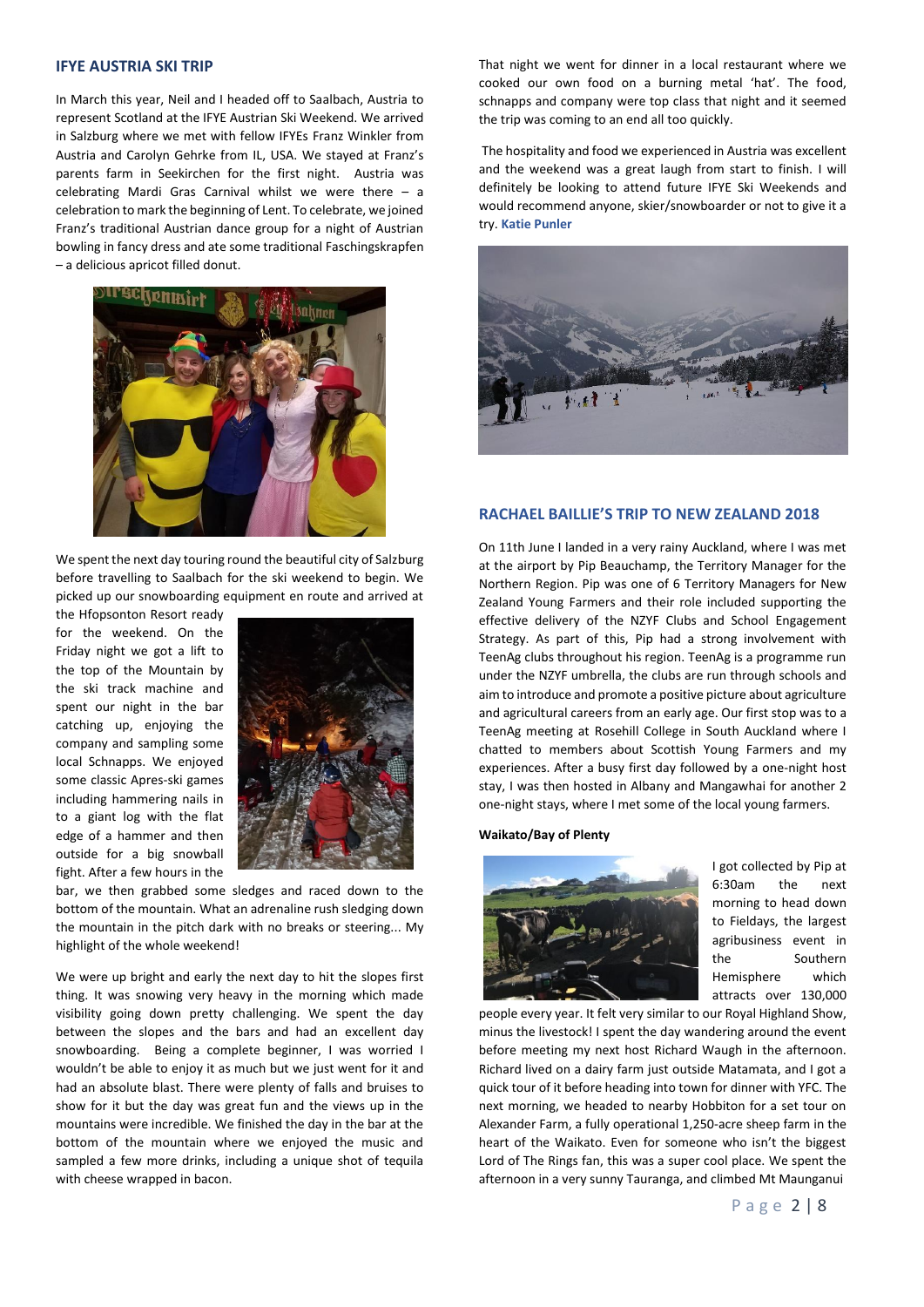## IFYE AUSTRIA SKI TRIP

In March this year, Neil and I headed off to Saalbach, Austria to represent Scotland at the IFYE Austrian Ski Weekend. We arrived in Salzburg where we met with fellow IFYEs Franz Winkler from Austria and Carolyn Gehrke from IL, USA. We stayed at Franz's parents farm in Seekirchen for the first night. Austria was celebrating Mardi Gras Carnival whilst we were there – a celebration to mark the beginning of Lent. To celebrate, we joined Franz's traditional Austrian dance group for a night of Austrian bowling in fancy dress and ate some traditional Faschingskrapfen – a delicious apricot filled donut.

We spent the next day touring round the beautiful city of Salzburg before travelling to Saalbach for the ski weekend to begin. We picked up our snowboarding equipment en route and arrived at the Hfopsonton Resort ready for the weekend. On the Friday night we got a lift to the top of the Mountain by the ski track machine and spent our night in the bar catching up, enjoying the company and sampling some local Schnapps. We enjoyed some classic Apres-ski games including hammering nails in to a giant log with the flat edge of a hammer and then outside for a big snowball fight. After a few hours in the bar, we then grabbed some sledges and raced down to the bottom of the mountain. What an adrenaline rush sledging down the mountain in the pitch dark with no breaks or steering... My highlight of the whole weekend!

We were up bright and early the next day to hit the slopes first thing. It was snowing very heavy in the morning which made visibility going down pretty challenging. We spent the day between the slopes and the bars and had an excellent day snowboarding. Being a complete beginner, I was worried I wouldn't be able to enjoy it as much but we just went for it and had an absolute blast. There were plenty of falls and bruises to show for it but the day was great fun and the views up in the mountains were incredible. We finished the day in the bar at the bottom of the mountain where we enjoyed the music and sampled a few more drinks, including a unique shot of tequila with cheese wrapped in bacon.

That night we went for dinner in a local restaurant where we cooked our own food on a burning metal 'hat'. The food, schnapps and company were top class that night and it seemed the trip was coming to an end all too quickly.

The hospitality and food we experienced in Austria was excellent and the weekend was a great laugh from start to finish. I will definitely be looking to attend future IFYE Ski Weekends and would recommend anyone, skier/snowboarder or not to give it a try. **Katie Punler**

## RACHAEL BAILLIE'S TRIP TO NEW ZEALAND 2018

On 11th June I landed in a very rainy Auckland, where I was met at the airport by Pip Beauchamp, the Territory Manager for the Northern Region. Pip was one of 6 Territory Managers for New Zealand Young Farmers and their role included supporting the effective delivery of the NZYF Clubs and School Engagement Strategy. As part of this, Pip had a strong involvement with TeenAg clubs throughout his region. TeenAg is a programme run under the NZYF umbrella, the clubs are run through schools and aim to introduce and promote a positive picture about agriculture and agricultural careers from an early age. Our first stop was to a TeenAg meeting at Rosehill College in South Auckland where I chatted to members about Scottish Young Farmers and my experiences. After a busy first day followed by a one-night host stay, I was then hosted in Albany and Mangawhai for another 2 one-night stays, where I met some of the local young farmers.

**Waikato/Bay of Plenty**

I got collected by Pip at 6:30am the next morning to head down to Fieldays, the largest agribusiness event in the Southern Hemisphere which attracts over 130,000 people every year. It felt very similar to our Royal Highland Show, minus the livestock! I spent the day wandering around the event before meeting my next host Richard Waugh in the afternoon. Richard lived on a dairy farm just outside Matamata, and I got a quick tour of it before heading into town for dinner with YFC. The next morning, we headed to nearby Hobbiton for a set tour on Alexander Farm, a fully operational 1,250-acre sheep farm in the heart of the Waikato. Even for someone who isn't the biggest Lord of The Rings fan, this was a super cool place. We spent the afternoon in a very sunny Tauranga, and climbed Mt Maunganui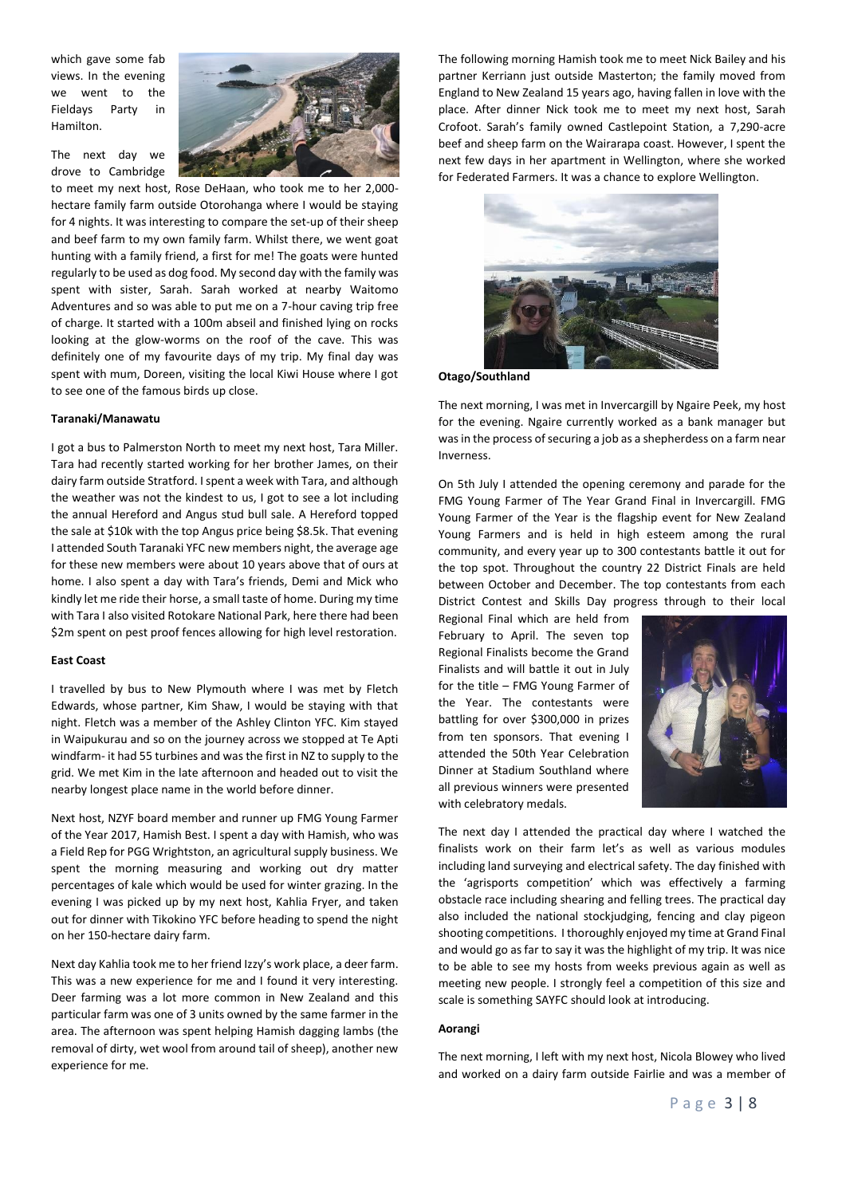which gave some fab views. In the evening we went to the Fieldays Party in Hamilton.

The next day we drove to Cambridge to meet my next host, Rose DeHaan, who took me to her 2,000-hectare family farm outside Otorohanga where I would be staying for 4 nights. It was interesting to compare the set-up of their sheep and beef farm to my own family farm. Whilst there, we went goat hunting with a family friend, a first for me! The goats were hunted regularly to be used as dog food. My second day with the family was spent with sister, Sarah. Sarah worked at nearby Waitomo Adventures and so was able to put me on a 7-hour caving trip free of charge. It started with a 100m abseil and finished lying on rocks looking at the glow-worms on the roof of the cave. This was definitely one of my favourite days of my trip. My final day was spent with mum, Doreen, visiting the local Kiwi House where I got to see one of the famous birds up close.

**Taranaki/Manawatu**

I got a bus to Palmerston North to meet my next host, Tara Miller. Tara had recently started working for her brother James, on their dairy farm outside Stratford. I spent a week with Tara, and although the weather was not the kindest to us, I got to see a lot including the annual Hereford and Angus stud bull sale. A Hereford topped the sale at $10k with the top Angus price being $8.5k. That evening I attended South Taranaki YFC new members night, the average age for these new members were about 10 years above that of ours at home. I also spent a day with Tara's friends, Demi and Mick who kindly let me ride their horse, a small taste of home. During my time with Tara I also visited Rotokare National Park, here there had been $2m spent on pest proof fences allowing for high level restoration.

**East Coast**

I travelled by bus to New Plymouth where I was met by Fletch Edwards, whose partner, Kim Shaw, I would be staying with that night. Fletch was a member of the Ashley Clinton YFC. Kim stayed in Waipukurau and so on the journey across we stopped at Te Apti windfarm- it had 55 turbines and was the first in NZ to supply to the grid. We met Kim in the late afternoon and headed out to visit the nearby longest place name in the world before dinner.

Next host, NZYF board member and runner up FMG Young Farmer of the Year 2017, Hamish Best. I spent a day with Hamish, who was a Field Rep for PGG Wrightston, an agricultural supply business. We spent the morning measuring and working out dry matter percentages of kale which would be used for winter grazing. In the evening I was picked up by my next host, Kahlia Fryer, and taken out for dinner with Tikokino YFC before heading to spend the night on her 150-hectare dairy farm.

Next day Kahlia took me to her friend Izzy's work place, a deer farm. This was a new experience for me and I found it very interesting. Deer farming was a lot more common in New Zealand and this particular farm was one of 3 units owned by the same farmer in the area. The afternoon was spent helping Hamish dagging lambs (the removal of dirty, wet wool from around tail of sheep), another new experience for me.

The following morning Hamish took me to meet Nick Bailey and his partner Kerriann just outside Masterton; the family moved from England to New Zealand 15 years ago, having fallen in love with the place. After dinner Nick took me to meet my next host, Sarah Crofoot. Sarah's family owned Castlepoint Station, a 7,290-acre beef and sheep farm on the Wairarapa coast. However, I spent the next few days in her apartment in Wellington, where she worked for Federated Farmers. It was a chance to explore Wellington.

**Otago/Southland**

The next morning, I was met in Invercargill by Ngaire Peek, my host for the evening. Ngaire currently worked as a bank manager but was in the process of securing a job as a shepherdess on a farm near Inverness.

On 5th July I attended the opening ceremony and parade for the FMG Young Farmer of The Year Grand Final in Invercargill. FMG Young Farmer of the Year is the flagship event for New Zealand Young Farmers and is held in high esteem among the rural community, and every year up to 300 contestants battle it out for the top spot. Throughout the country 22 District Finals are held between October and December. The top contestants from each District Contest and Skills Day progress through to their local Regional Final which are held from February to April. The seven top Regional Finalists become the Grand Finalists and will battle it out in July for the title – FMG Young Farmer of the Year. The contestants were battling for over $300,000 in prizes from ten sponsors. That evening I attended the 50th Year Celebration Dinner at Stadium Southland where all previous winners were presented with celebratory medals.

The next day I attended the practical day where I watched the finalists work on their farm let's as well as various modules including land surveying and electrical safety. The day finished with the 'agrisports competition' which was effectively a farming obstacle race including shearing and felling trees. The practical day also included the national stockjudging, fencing and clay pigeon shooting competitions. I thoroughly enjoyed my time at Grand Final and would go as far to say it was the highlight of my trip. It was nice to be able to see my hosts from weeks previous again as well as meeting new people. I strongly feel a competition of this size and scale is something SAYFC should look at introducing.

**Aorangi**

The next morning, I left with my next host, Nicola Blowey who lived and worked on a dairy farm outside Fairlie and was a member of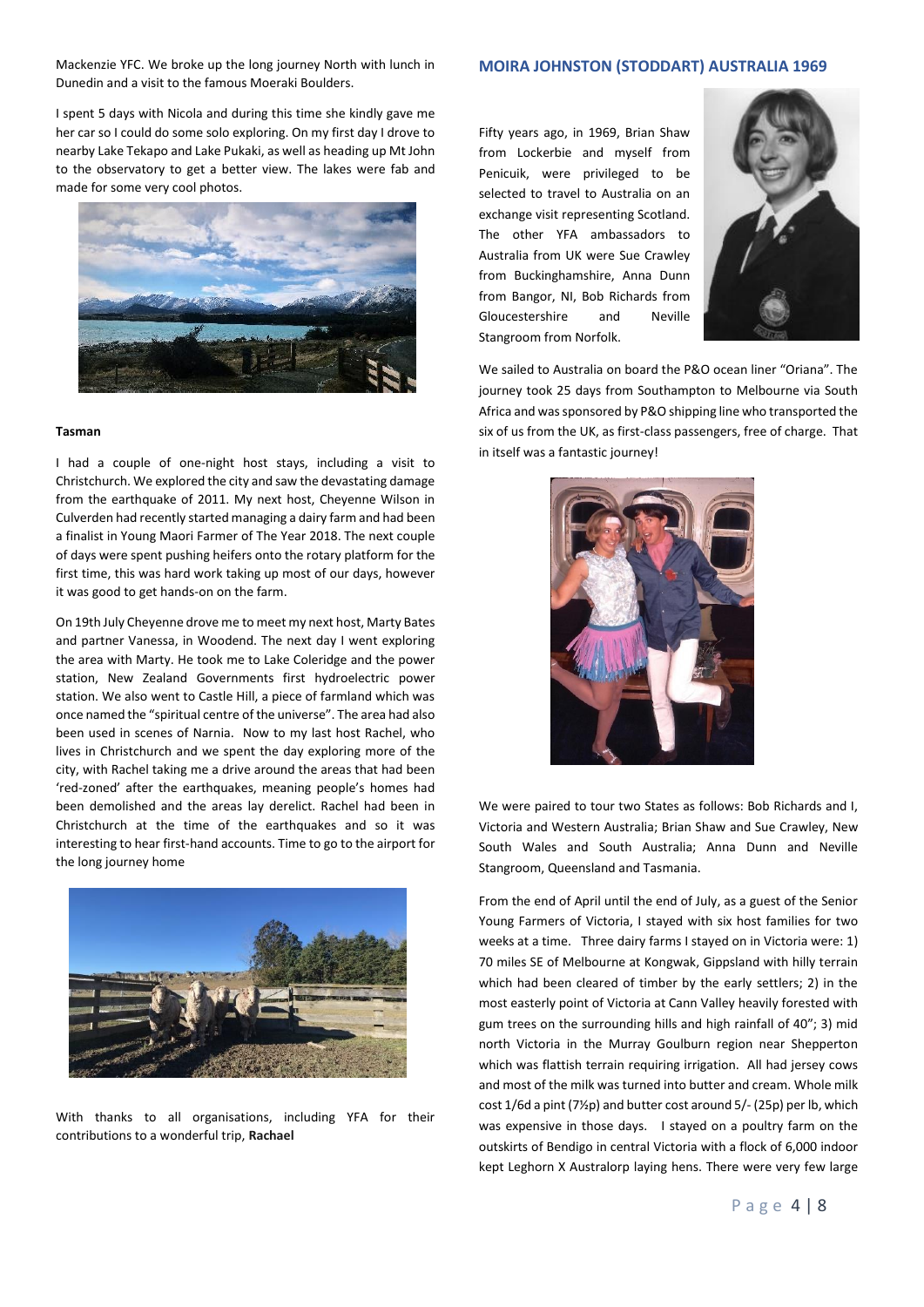Mackenzie YFC. We broke up the long journey North with lunch in Dunedin and a visit to the famous Moeraki Boulders.

I spent 5 days with Nicola and during this time she kindly gave me her car so I could do some solo exploring. On my first day I drove to nearby Lake Tekapo and Lake Pukaki, as well as heading up Mt John to the observatory to get a better view. The lakes were fab and made for some very cool photos.

**Tasman**

I had a couple of one-night host stays, including a visit to Christchurch. We explored the city and saw the devastating damage from the earthquake of 2011. My next host, Cheyenne Wilson in Culverden had recently started managing a dairy farm and had been a finalist in Young Maori Farmer of The Year 2018. The next couple of days were spent pushing heifers onto the rotary platform for the first time, this was hard work taking up most of our days, however it was good to get hands-on on the farm.

On 19th July Cheyenne drove me to meet my next host, Marty Bates and partner Vanessa, in Woodend. The next day I went exploring the area with Marty. He took me to Lake Coleridge and the power station, New Zealand Governments first hydroelectric power station. We also went to Castle Hill, a piece of farmland which was once named the "spiritual centre of the universe". The area had also been used in scenes of Narnia. Now to my last host Rachel, who lives in Christchurch and we spent the day exploring more of the city, with Rachel taking me a drive around the areas that had been 'red-zoned' after the earthquakes, meaning people's homes had been demolished and the areas lay derelict. Rachel had been in Christchurch at the time of the earthquakes and so it was interesting to hear first-hand accounts. Time to go to the airport for the long journey home

With thanks to all organisations, including YFA for their contributions to a wonderful trip, **Rachael**

## MOIRA JOHNSTON (STODDART) AUSTRALIA 1969

Fifty years ago, in 1969, Brian Shaw from Lockerbie and myself from Penicuik, were privileged to be selected to travel to Australia on an exchange visit representing Scotland. The other YFA ambassadors to Australia from UK were Sue Crawley from Buckinghamshire, Anna Dunn from Bangor, NI, Bob Richards from Gloucestershire and Neville Stangroom from Norfolk.

We sailed to Australia on board the P&O ocean liner "Oriana". The journey took 25 days from Southampton to Melbourne via South Africa and was sponsored by P&O shipping line who transported the six of us from the UK, as first-class passengers, free of charge. That in itself was a fantastic journey!

We were paired to tour two States as follows: Bob Richards and I, Victoria and Western Australia; Brian Shaw and Sue Crawley, New South Wales and South Australia; Anna Dunn and Neville Stangroom, Queensland and Tasmania.

From the end of April until the end of July, as a guest of the Senior Young Farmers of Victoria, I stayed with six host families for two weeks at a time. Three dairy farms I stayed on in Victoria were: 1) 70 miles SE of Melbourne at Kongwak, Gippsland with hilly terrain which had been cleared of timber by the early settlers; 2) in the most easterly point of Victoria at Cann Valley heavily forested with gum trees on the surrounding hills and high rainfall of 40"; 3) mid north Victoria in the Murray Goulburn region near Shepperton which was flattish terrain requiring irrigation. All had jersey cows and most of the milk was turned into butter and cream. Whole milk cost 1/6d a pint (7½p) and butter cost around 5/- (25p) per lb, which was expensive in those days. I stayed on a poultry farm on the outskirts of Bendigo in central Victoria with a flock of 6,000 indoor kept Leghorn X Australorp laying hens. There were very few large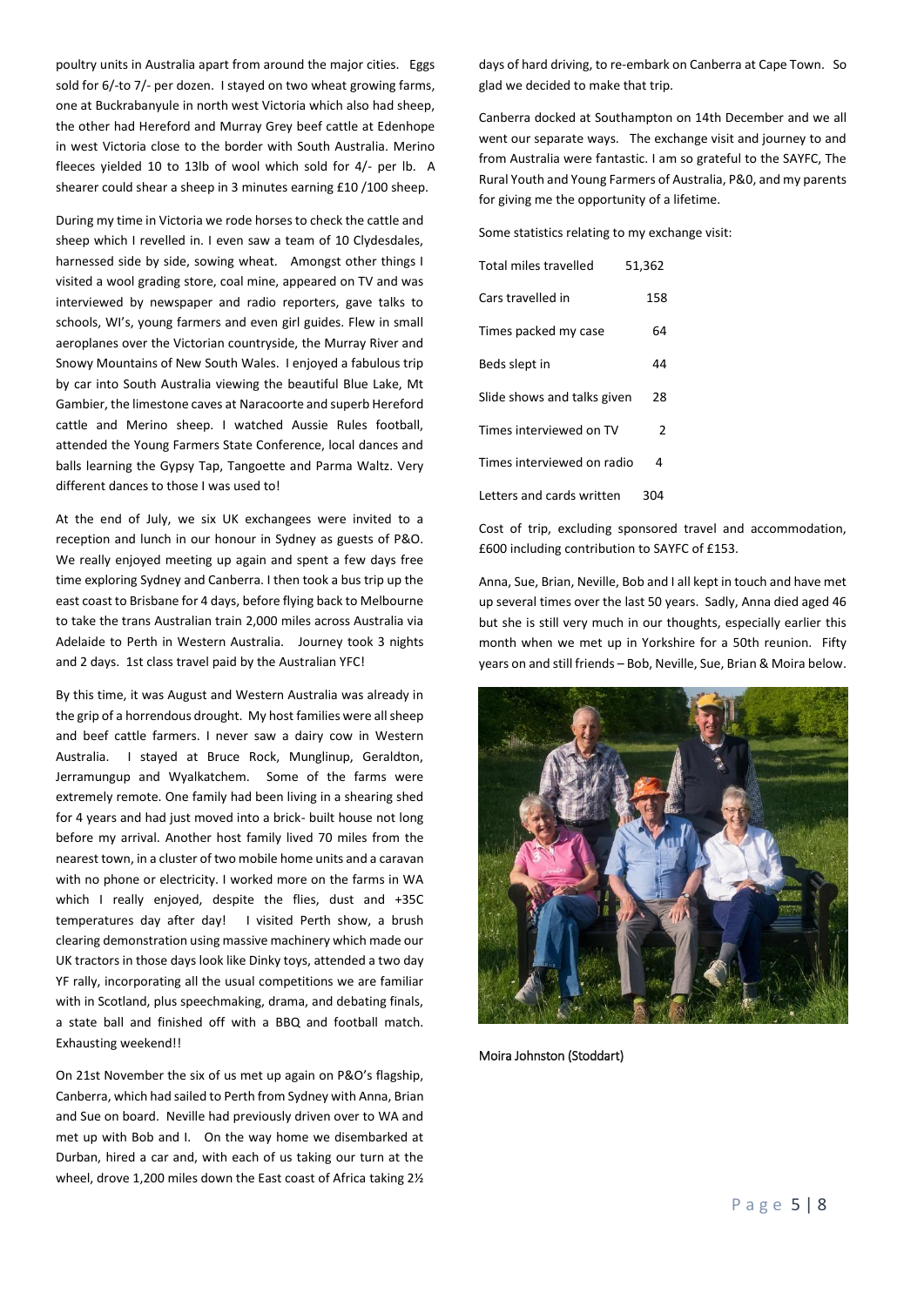poultry units in Australia apart from around the major cities. Eggs sold for 6/-to 7/- per dozen. I stayed on two wheat growing farms, one at Buckrabanyule in north west Victoria which also had sheep, the other had Hereford and Murray Grey beef cattle at Edenhope in west Victoria close to the border with South Australia. Merino fleeces yielded 10 to 13lb of wool which sold for 4/- per lb. A shearer could shear a sheep in 3 minutes earning £10 /100 sheep.

During my time in Victoria we rode horses to check the cattle and sheep which I revelled in. I even saw a team of 10 Clydesdales, harnessed side by side, sowing wheat. Amongst other things I visited a wool grading store, coal mine, appeared on TV and was interviewed by newspaper and radio reporters, gave talks to schools, WI's, young farmers and even girl guides. Flew in small aeroplanes over the Victorian countryside, the Murray River and Snowy Mountains of New South Wales. I enjoyed a fabulous trip by car into South Australia viewing the beautiful Blue Lake, Mt Gambier, the limestone caves at Naracoorte and superb Hereford cattle and Merino sheep. I watched Aussie Rules football, attended the Young Farmers State Conference, local dances and balls learning the Gypsy Tap, Tangoette and Parma Waltz. Very different dances to those I was used to!

At the end of July, we six UK exchangees were invited to a reception and lunch in our honour in Sydney as guests of P&O. We really enjoyed meeting up again and spent a few days free time exploring Sydney and Canberra. I then took a bus trip up the east coast to Brisbane for 4 days, before flying back to Melbourne to take the trans Australian train 2,000 miles across Australia via Adelaide to Perth in Western Australia. Journey took 3 nights and 2 days. 1st class travel paid by the Australian YFC!

By this time, it was August and Western Australia was already in the grip of a horrendous drought. My host families were all sheep and beef cattle farmers. I never saw a dairy cow in Western Australia. I stayed at Bruce Rock, Munglinup, Geraldton, Jerramungup and Wyalkatchem. Some of the farms were extremely remote. One family had been living in a shearing shed for 4 years and had just moved into a brick- built house not long before my arrival. Another host family lived 70 miles from the nearest town, in a cluster of two mobile home units and a caravan with no phone or electricity. I worked more on the farms in WA which I really enjoyed, despite the flies, dust and +35C temperatures day after day! I visited Perth show, a brush clearing demonstration using massive machinery which made our UK tractors in those days look like Dinky toys, attended a two day YF rally, incorporating all the usual competitions we are familiar with in Scotland, plus speechmaking, drama, and debating finals, a state ball and finished off with a BBQ and football match. Exhausting weekend!!

On 21st November the six of us met up again on P&O's flagship, Canberra, which had sailed to Perth from Sydney with Anna, Brian and Sue on board. Neville had previously driven over to WA and met up with Bob and I. On the way home we disembarked at Durban, hired a car and, with each of us taking our turn at the wheel, drove 1,200 miles down the East coast of Africa taking 2½ days of hard driving, to re-embark on Canberra at Cape Town. So glad we decided to make that trip.

Canberra docked at Southampton on 14th December and we all went our separate ways. The exchange visit and journey to and from Australia were fantastic. I am so grateful to the SAYFC, The Rural Youth and Young Farmers of Australia, P&0, and my parents for giving me the opportunity of a lifetime.

Some statistics relating to my exchange visit:

| | |
|---|---|
| Total miles travelled | 51,362 |
| Cars travelled in | 158 |
| Times packed my case | 64 |
| Beds slept in | 44 |
| Slide shows and talks given | 28 |
| Times interviewed on TV | 2 |
| Times interviewed on radio | 4 |
| Letters and cards written | 304 |

Cost of trip, excluding sponsored travel and accommodation, £600 including contribution to SAYFC of £153.

Anna, Sue, Brian, Neville, Bob and I all kept in touch and have met up several times over the last 50 years. Sadly, Anna died aged 46 but she is still very much in our thoughts, especially earlier this month when we met up in Yorkshire for a 50th reunion. Fifty years on and still friends – Bob, Neville, Sue, Brian & Moira below.

Moira Johnston (Stoddart)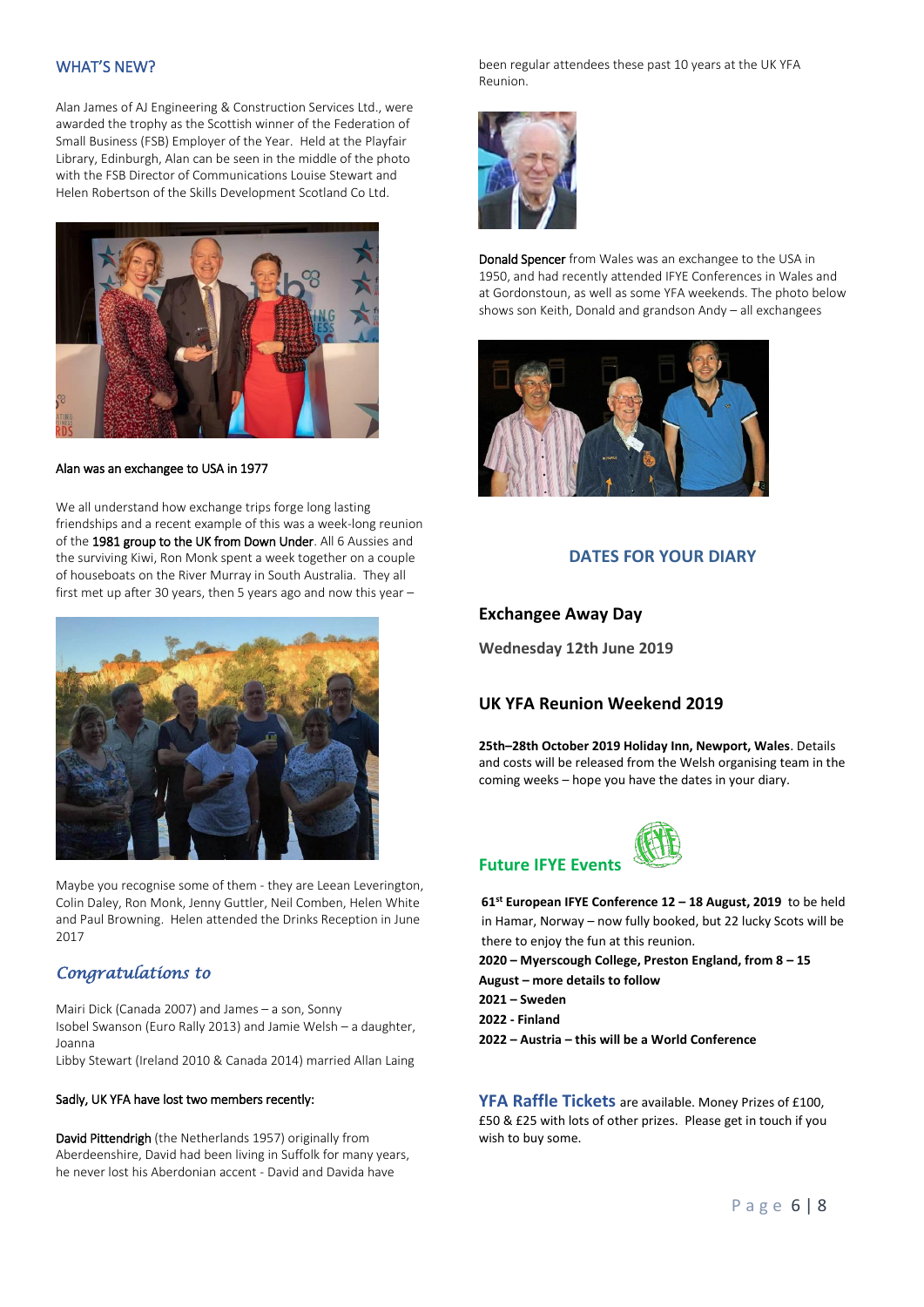## WHAT'S NEW?

Alan James of AJ Engineering & Construction Services Ltd., were awarded the trophy as the Scottish winner of the Federation of Small Business (FSB) Employer of the Year. Held at the Playfair Library, Edinburgh, Alan can be seen in the middle of the photo with the FSB Director of Communications Louise Stewart and Helen Robertson of the Skills Development Scotland Co Ltd.

Alan was an exchangee to USA in 1977

We all understand how exchange trips forge long lasting friendships and a recent example of this was a week-long reunion of the 1981 group to the UK from Down Under. All 6 Aussies and the surviving Kiwi, Ron Monk spent a week together on a couple of houseboats on the River Murray in South Australia. They all first met up after 30 years, then 5 years ago and now this year –

Maybe you recognise some of them - they are Leean Leverington, Colin Daley, Ron Monk, Jenny Guttler, Neil Comben, Helen White and Paul Browning. Helen attended the Drinks Reception in June 2017

## *Congratulations to*

Mairi Dick (Canada 2007) and James – a son, Sonny
Isobel Swanson (Euro Rally 2013) and Jamie Welsh – a daughter, Joanna
Libby Stewart (Ireland 2010 & Canada 2014) married Allan Laing

Sadly, UK YFA have lost two members recently:

David Pittendrigh (the Netherlands 1957) originally from Aberdeenshire, David had been living in Suffolk for many years, he never lost his Aberdonian accent - David and Davida have been regular attendees these past 10 years at the UK YFA Reunion.

Donald Spencer from Wales was an exchangee to the USA in 1950, and had recently attended IFYE Conferences in Wales and at Gordonstoun, as well as some YFA weekends. The photo below shows son Keith, Donald and grandson Andy – all exchangees

## DATES FOR YOUR DIARY

### Exchangee Away Day

**Wednesday 12th June 2019**

### UK YFA Reunion Weekend 2019

**25th–28th October 2019 Holiday Inn, Newport, Wales**. Details and costs will be released from the Welsh organising team in the coming weeks – hope you have the dates in your diary.

### Future IFYE Events

**61st European IFYE Conference 12 – 18 August, 2019** to be held in Hamar, Norway – now fully booked, but 22 lucky Scots will be there to enjoy the fun at this reunion.

**2020 – Myerscough College, Preston England, from 8 – 15 August – more details to follow**

**2021 – Sweden**

**2022 - Finland**

**2022 – Austria – this will be a World Conference**

**YFA Raffle Tickets** are available. Money Prizes of £100, £50 & £25 with lots of other prizes. Please get in touch if you wish to buy some.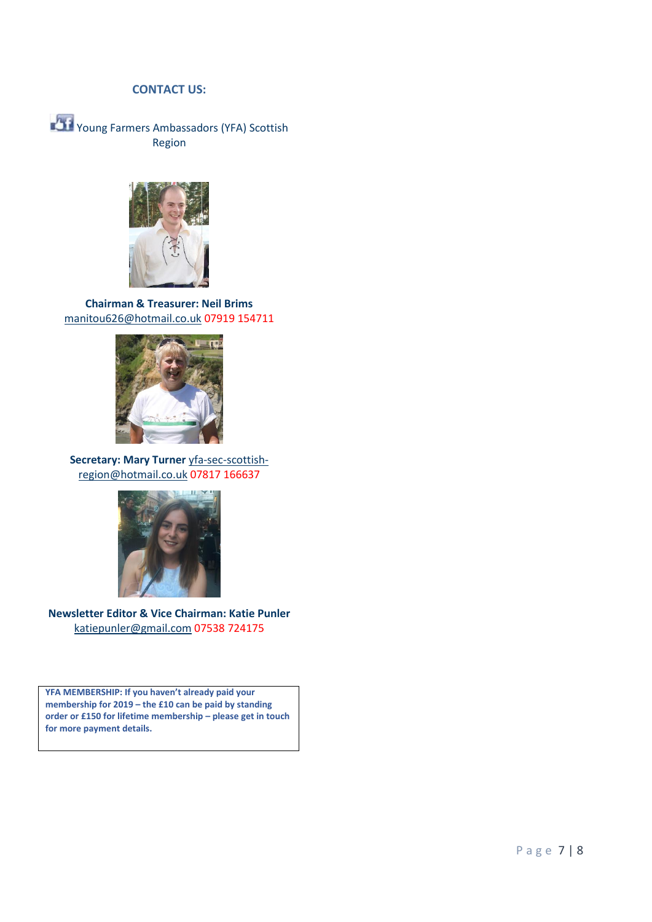## CONTACT US:

Young Farmers Ambassadors (YFA) Scottish Region

**Chairman & Treasurer: Neil Brims**
manitou626@hotmail.co.uk 07919 154711

**Secretary: Mary Turner** yfa-sec-scottish-region@hotmail.co.uk 07817 166637

**Newsletter Editor & Vice Chairman: Katie Punler**
katiepunler@gmail.com 07538 724175

**YFA MEMBERSHIP: If you haven't already paid your membership for 2019 – the £10 can be paid by standing order or £150 for lifetime membership – please get in touch for more payment details.**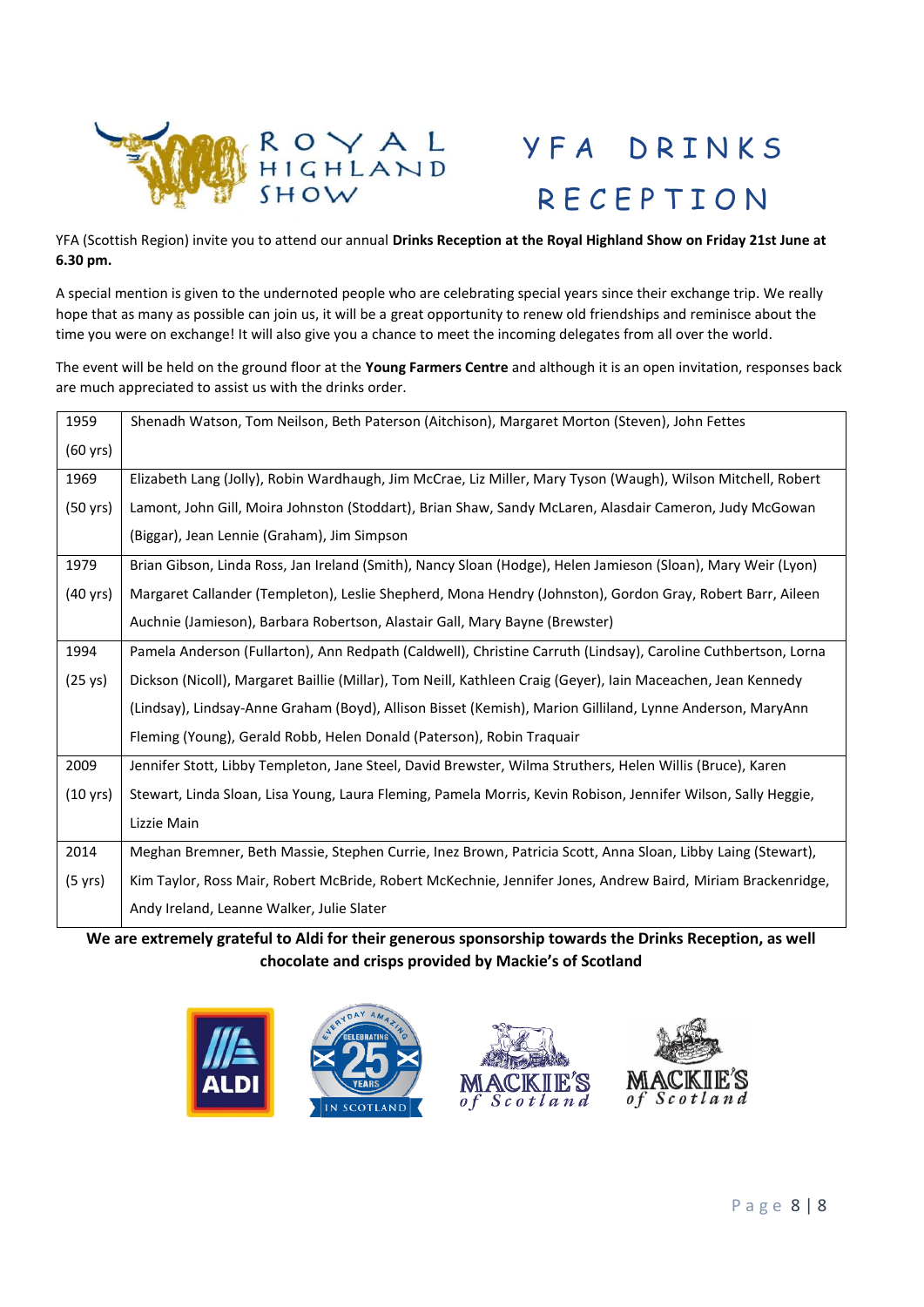# YFA DRINKS RECEPTION

ROYAL HIGHLAND SHOW

YFA (Scottish Region) invite you to attend our annual **Drinks Reception at the Royal Highland Show on Friday 21st June at 6.30 pm.**

A special mention is given to the undernoted people who are celebrating special years since their exchange trip. We really hope that as many as possible can join us, it will be a great opportunity to renew old friendships and reminisce about the time you were on exchange! It will also give you a chance to meet the incoming delegates from all over the world.

The event will be held on the ground floor at the **Young Farmers Centre** and although it is an open invitation, responses back are much appreciated to assist us with the drinks order.

| | |
|---|---|
| 1959 (60 yrs) | Shenadh Watson, Tom Neilson, Beth Paterson (Aitchison), Margaret Morton (Steven), John Fettes |
| 1969 (50 yrs) | Elizabeth Lang (Jolly), Robin Wardhaugh, Jim McCrae, Liz Miller, Mary Tyson (Waugh), Wilson Mitchell, Robert Lamont, John Gill, Moira Johnston (Stoddart), Brian Shaw, Sandy McLaren, Alasdair Cameron, Judy McGowan (Biggar), Jean Lennie (Graham), Jim Simpson |
| 1979 (40 yrs) | Brian Gibson, Linda Ross, Jan Ireland (Smith), Nancy Sloan (Hodge), Helen Jamieson (Sloan), Mary Weir (Lyon) Margaret Callander (Templeton), Leslie Shepherd, Mona Hendry (Johnston), Gordon Gray, Robert Barr, Aileen Auchnie (Jamieson), Barbara Robertson, Alastair Gall, Mary Bayne (Brewster) |
| 1994 (25 ys) | Pamela Anderson (Fullarton), Ann Redpath (Caldwell), Christine Carruth (Lindsay), Caroline Cuthbertson, Lorna Dickson (Nicoll), Margaret Baillie (Millar), Tom Neill, Kathleen Craig (Geyer), Iain Maceachen, Jean Kennedy (Lindsay), Lindsay-Anne Graham (Boyd), Allison Bisset (Kemish), Marion Gilliland, Lynne Anderson, MaryAnn Fleming (Young), Gerald Robb, Helen Donald (Paterson), Robin Traquair |
| 2009 (10 yrs) | Jennifer Stott, Libby Templeton, Jane Steel, David Brewster, Wilma Struthers, Helen Willis (Bruce), Karen Stewart, Linda Sloan, Lisa Young, Laura Fleming, Pamela Morris, Kevin Robison, Jennifer Wilson, Sally Heggie, Lizzie Main |
| 2014 (5 yrs) | Meghan Bremner, Beth Massie, Stephen Currie, Inez Brown, Patricia Scott, Anna Sloan, Libby Laing (Stewart), Kim Taylor, Ross Mair, Robert McBride, Robert McKechnie, Jennifer Jones, Andrew Baird, Miriam Brackenridge, Andy Ireland, Leanne Walker, Julie Slater |

**We are extremely grateful to Aldi for their generous sponsorship towards the Drinks Reception, as well chocolate and crisps provided by Mackie's of Scotland**